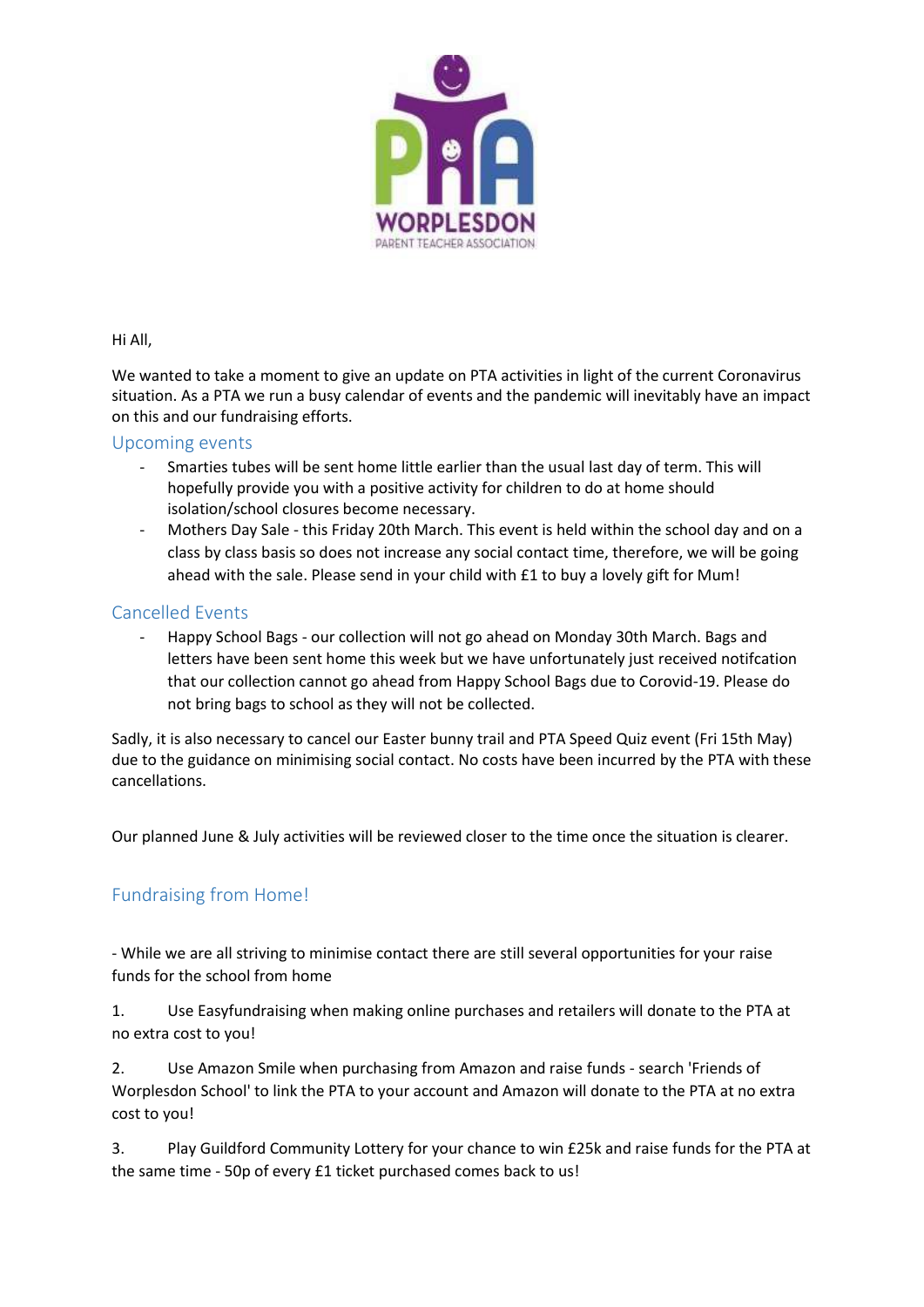Hi All,

We wanted to take a moment to give an update on PTA activities in light of the current Coronavirus situation. As a PTA we run a busy calendar of events and the pandemic will inevitably have an impact on this and our fundraising efforts.

## Upcoming events

- Smarties tubes will be sent home little earlier than the usual last day of term. This will hopefully provide you with a positive activity for children to do at home should isolation/school closures become necessary.
- Mothers Day Sale - this Friday 20th March. This event is held within the school day and on a class by class basis so does not increase any social contact time, therefore, we will be going ahead with the sale. Please send in your child with £1 to buy a lovely gift for Mum!

## Cancelled Events

- Happy School Bags - our collection will not go ahead on Monday 30th March. Bags and letters have been sent home this week but we have unfortunately just received notifcation that our collection cannot go ahead from Happy School Bags due to Corovid-19. Please do not bring bags to school as they will not be collected.

Sadly, it is also necessary to cancel our Easter bunny trail and PTA Speed Quiz event (Fri 15th May) due to the guidance on minimising social contact. No costs have been incurred by the PTA with these cancellations.

Our planned June & July activities will be reviewed closer to the time once the situation is clearer.

## Fundraising from Home!

- While we are all striving to minimise contact there are still several opportunities for your raise funds for the school from home

1. Use Easyfundraising when making online purchases and retailers will donate to the PTA at no extra cost to you!

2. Use Amazon Smile when purchasing from Amazon and raise funds - search 'Friends of Worplesdon School' to link the PTA to your account and Amazon will donate to the PTA at no extra cost to you!

3. Play Guildford Community Lottery for your chance to win £25k and raise funds for the PTA at the same time - 50p of every £1 ticket purchased comes back to us!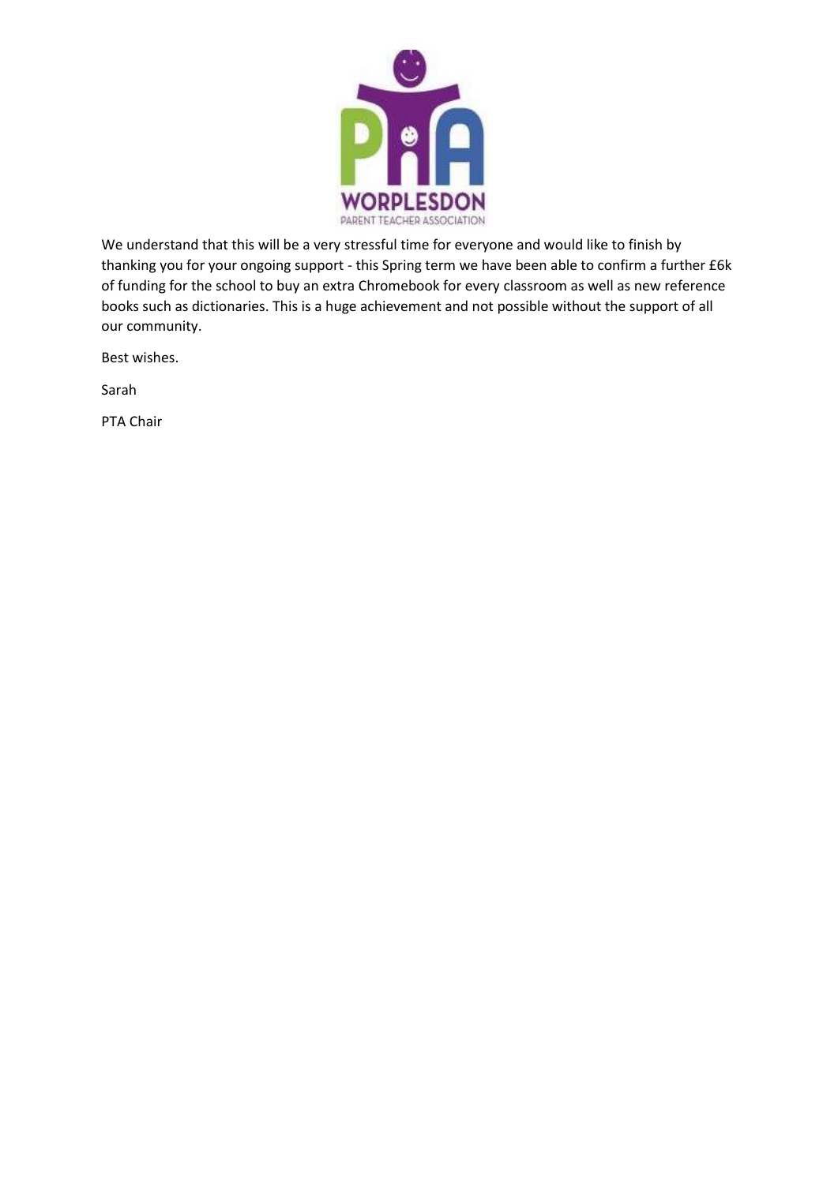We understand that this will be a very stressful time for everyone and would like to finish by thanking you for your ongoing support - this Spring term we have been able to confirm a further £6k of funding for the school to buy an extra Chromebook for every classroom as well as new reference books such as dictionaries. This is a huge achievement and not possible without the support of all our community.

Best wishes.

Sarah

PTA Chair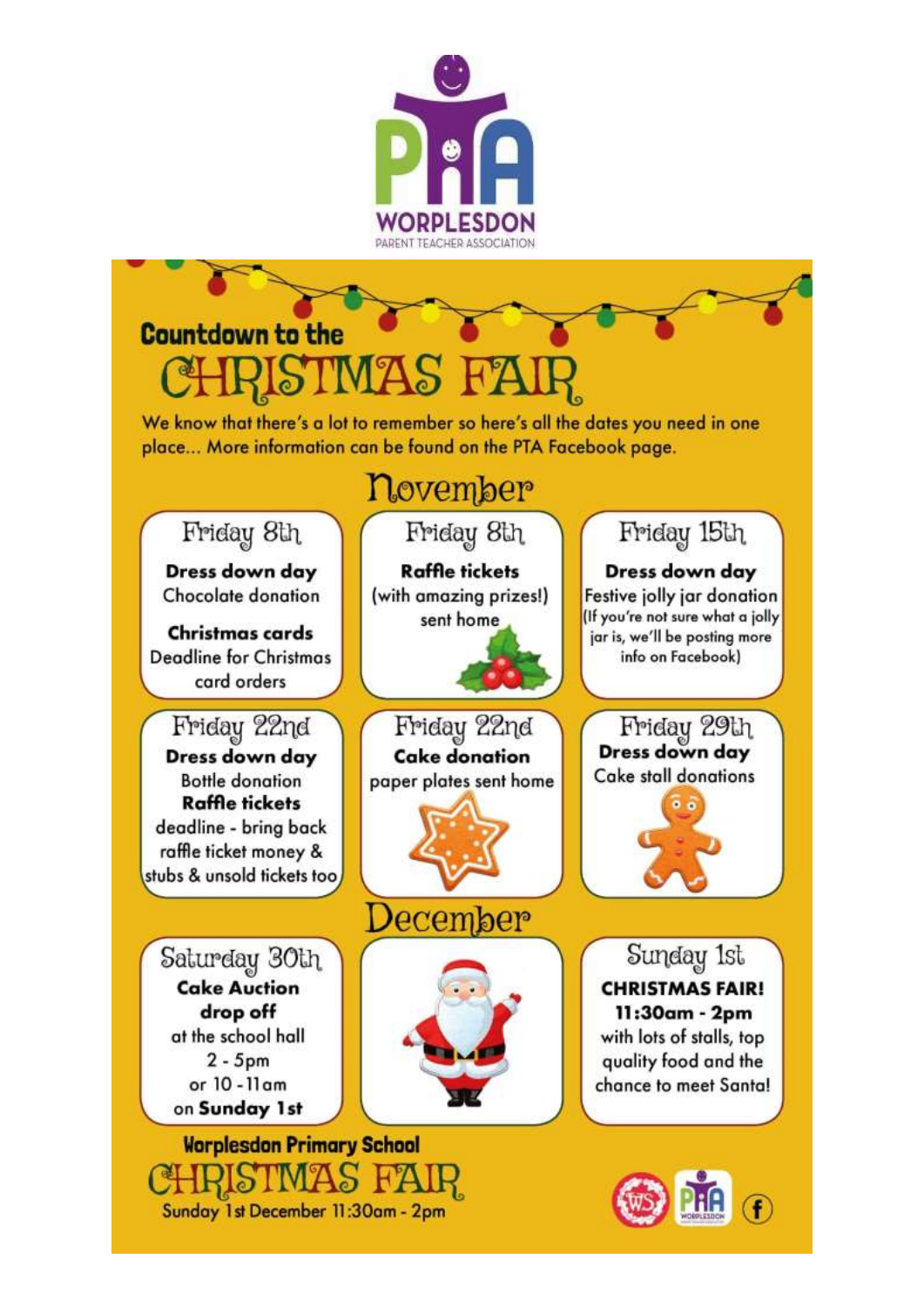WORPLESDON
PARENT TEACHER ASSOCIATION

# Countdown to the CHRISTMAS FAIR

We know that there's a lot to remember so here's all the dates you need in one place... More information can be found on the PTA Facebook page.

## November

### Friday 8th

**Dress down day**
Chocolate donation

**Christmas cards**
Deadline for Christmas card orders

### Friday 8th

**Raffle tickets**
(with amazing prizes!) sent home

### Friday 15th

**Dress down day**
Festive jolly jar donation
(If you're not sure what a jolly jar is, we'll be posting more info on Facebook)

### Friday 22nd

**Dress down day**
Bottle donation

**Raffle tickets**
deadline - bring back raffle ticket money & stubs & unsold tickets too

### Friday 22nd

**Cake donation**
paper plates sent home

### Friday 29th

**Dress down day**
Cake stall donations

### Saturday 30th

**Cake Auction drop off**
at the school hall
2 - 5pm
or 10 - 11am
on **Sunday 1st**

## December

### Sunday 1st

**CHRISTMAS FAIR!**
**11:30am - 2pm**
with lots of stalls, top quality food and the chance to meet Santa!

**Worplesdon Primary School**

# CHRISTMAS FAIR

Sunday 1st December 11:30am - 2pm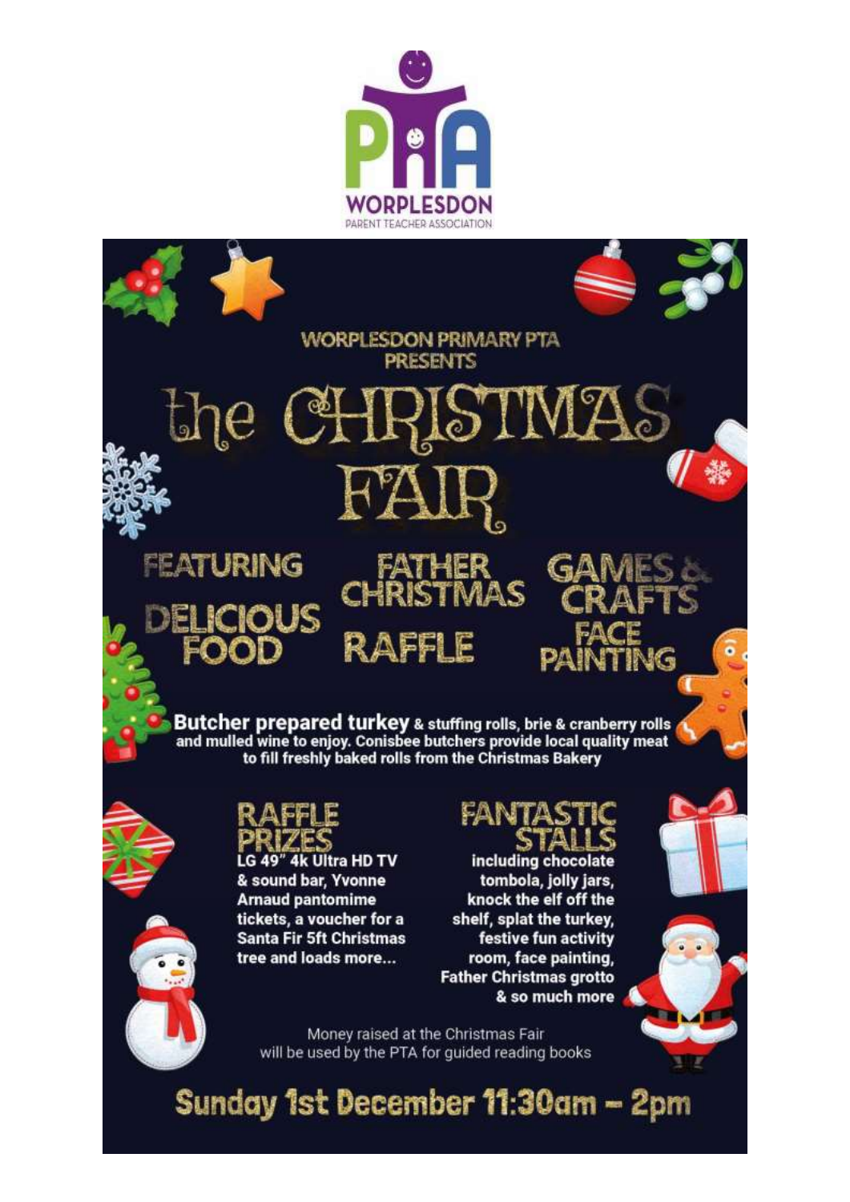WORPLESDON

PARENT TEACHER ASSOCIATION

WORPLESDON PRIMARY PTA PRESENTS

# the CHRISTMAS FAIR

FEATURING

FATHER CHRISTMAS

GAMES & CRAFTS

DELICIOUS FOOD

RAFFLE

FACE PAINTING

**Butcher prepared turkey** & stuffing rolls, brie & cranberry rolls and mulled wine to enjoy. Conisbee butchers provide local quality meat to fill freshly baked rolls from the Christmas Bakery

## RAFFLE PRIZES

LG 49" 4k Ultra HD TV & sound bar, Yvonne Arnaud pantomime tickets, a voucher for a Santa Fir 5ft Christmas tree and loads more...

## FANTASTIC STALLS

including chocolate tombola, jolly jars, knock the elf off the shelf, splat the turkey, festive fun activity room, face painting, Father Christmas grotto & so much more

Money raised at the Christmas Fair will be used by the PTA for guided reading books

## Sunday 1st December 11:30am – 2pm